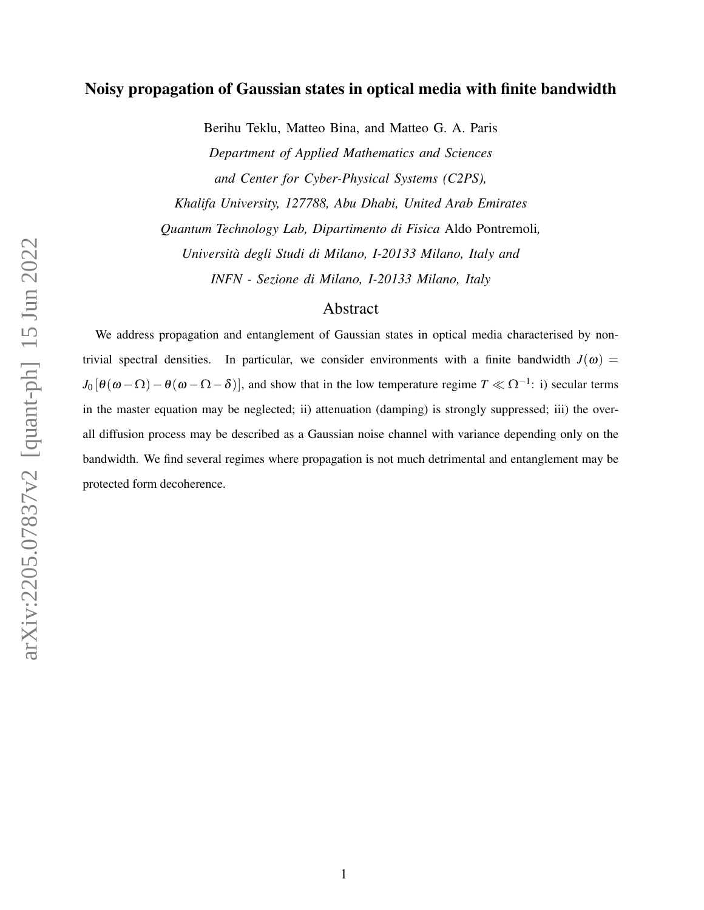# Noisy propagation of Gaussian states in optical media with finite bandwidth

Berihu Teklu, Matteo Bina, and Matteo G. A. Paris

*Department of Applied Mathematics and Sciences*

*and Center for Cyber-Physical Systems (C2PS),*

*Khalifa University, 127788, Abu Dhabi, United Arab Emirates*

*Quantum Technology Lab, Dipartimento di Fisica* Aldo Pontremoli*,*

*Università degli Studi di Milano, I-20133 Milano, Italy and*

*INFN - Sezione di Milano, I-20133 Milano, Italy*

## Abstract

We address propagation and entanglement of Gaussian states in optical media characterised by non-trivial spectral densities. In particular, we consider environments with a finite bandwidth $J(\omega) = J_0\left[\theta(\omega-\Omega)-\theta(\omega-\Omega-\delta)\right]$, and show that in the low temperature regime $T \ll \Omega^{-1}$: i) secular terms in the master equation may be neglected; ii) attenuation (damping) is strongly suppressed; iii) the overall diffusion process may be described as a Gaussian noise channel with variance depending only on the bandwidth. We find several regimes where propagation is not much detrimental and entanglement may be protected form decoherence.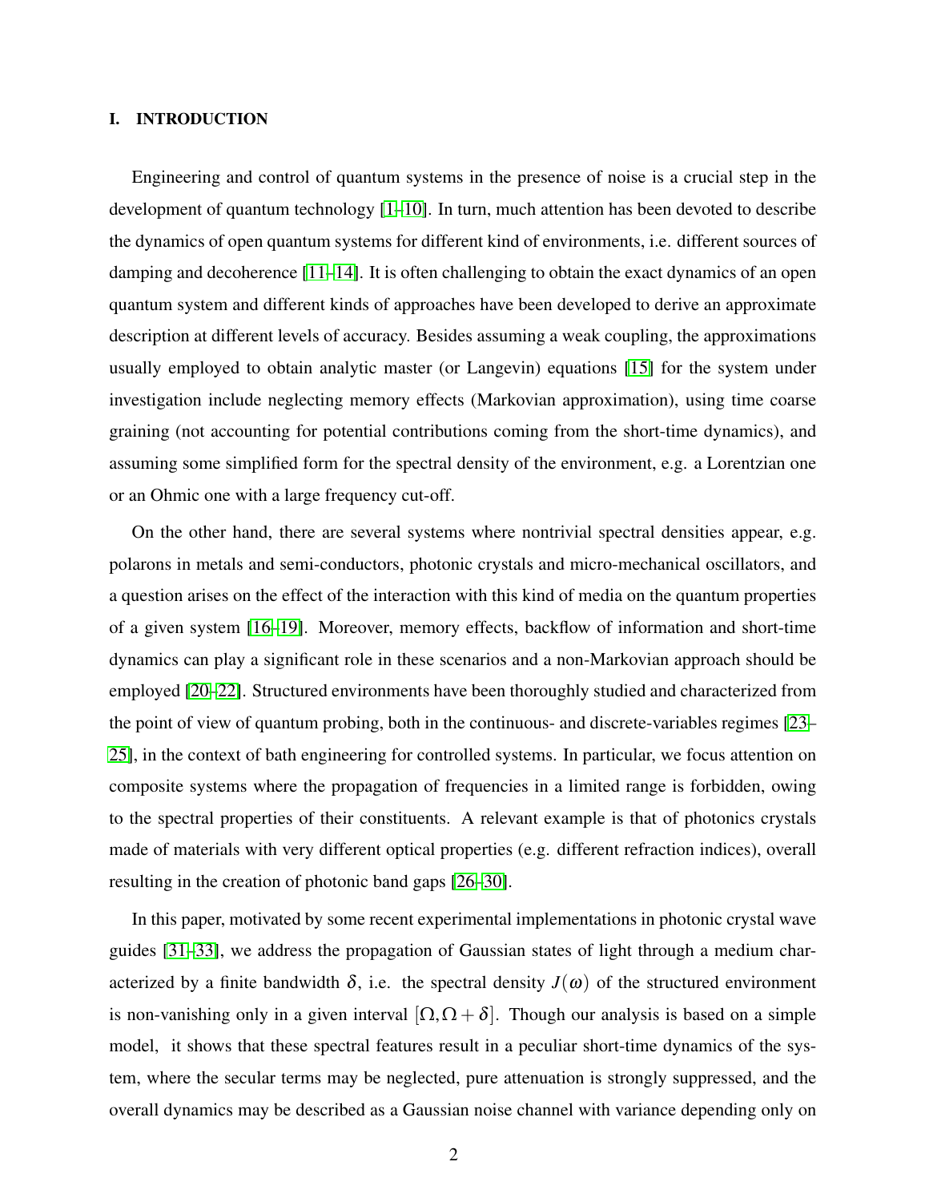## I. INTRODUCTION

Engineering and control of quantum systems in the presence of noise is a crucial step in the development of quantum technology [1–10]. In turn, much attention has been devoted to describe the dynamics of open quantum systems for different kind of environments, i.e. different sources of damping and decoherence [11–14]. It is often challenging to obtain the exact dynamics of an open quantum system and different kinds of approaches have been developed to derive an approximate description at different levels of accuracy. Besides assuming a weak coupling, the approximations usually employed to obtain analytic master (or Langevin) equations [15] for the system under investigation include neglecting memory effects (Markovian approximation), using time coarse graining (not accounting for potential contributions coming from the short-time dynamics), and assuming some simplified form for the spectral density of the environment, e.g. a Lorentzian one or an Ohmic one with a large frequency cut-off.

On the other hand, there are several systems where nontrivial spectral densities appear, e.g. polarons in metals and semi-conductors, photonic crystals and micro-mechanical oscillators, and a question arises on the effect of the interaction with this kind of media on the quantum properties of a given system [16–19]. Moreover, memory effects, backflow of information and short-time dynamics can play a significant role in these scenarios and a non-Markovian approach should be employed [20–22]. Structured environments have been thoroughly studied and characterized from the point of view of quantum probing, both in the continuous- and discrete-variables regimes [23–25], in the context of bath engineering for controlled systems. In particular, we focus attention on composite systems where the propagation of frequencies in a limited range is forbidden, owing to the spectral properties of their constituents. A relevant example is that of photonics crystals made of materials with very different optical properties (e.g. different refraction indices), overall resulting in the creation of photonic band gaps [26–30].

In this paper, motivated by some recent experimental implementations in photonic crystal wave guides [31–33], we address the propagation of Gaussian states of light through a medium characterized by a finite bandwidth $\delta$, i.e. the spectral density $J(\omega)$ of the structured environment is non-vanishing only in a given interval $[\Omega, \Omega + \delta]$. Though our analysis is based on a simple model, it shows that these spectral features result in a peculiar short-time dynamics of the system, where the secular terms may be neglected, pure attenuation is strongly suppressed, and the overall dynamics may be described as a Gaussian noise channel with variance depending only on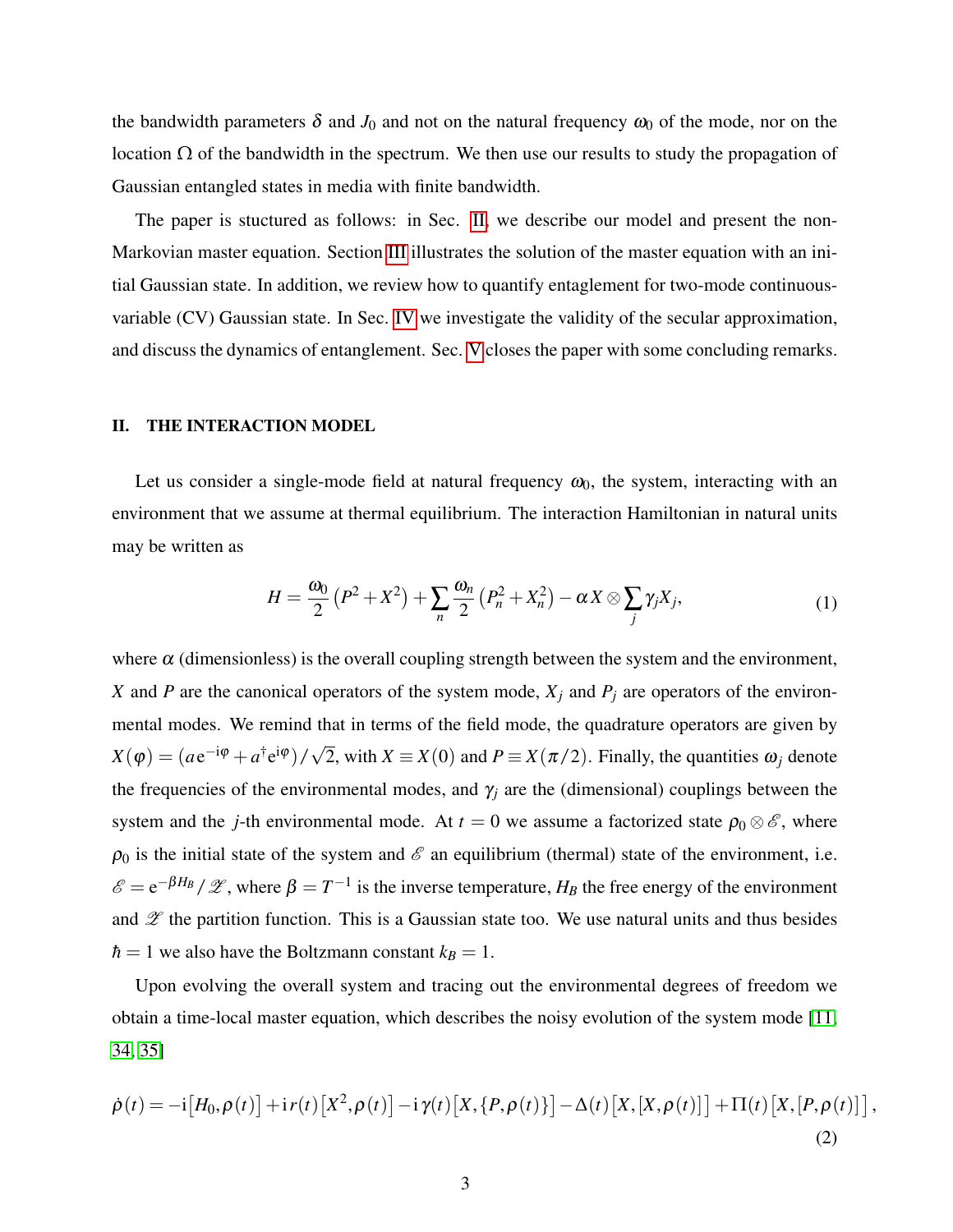the bandwidth parameters $\delta$ and $J_0$ and not on the natural frequency $\omega_0$ of the mode, nor on the location $\Omega$ of the bandwidth in the spectrum. We then use our results to study the propagation of Gaussian entangled states in media with finite bandwidth.

The paper is stuctured as follows: in Sec. II, we describe our model and present the non-Markovian master equation. Section III illustrates the solution of the master equation with an initial Gaussian state. In addition, we review how to quantify entaglement for two-mode continuous-variable (CV) Gaussian state. In Sec. IV we investigate the validity of the secular approximation, and discuss the dynamics of entanglement. Sec. V closes the paper with some concluding remarks.

## II. THE INTERACTION MODEL

Let us consider a single-mode field at natural frequency $\omega_0$, the system, interacting with an environment that we assume at thermal equilibrium. The interaction Hamiltonian in natural units may be written as

$$H = \frac{\omega_0}{2}\left(P^2 + X^2\right) + \sum_n \frac{\omega_n}{2}\left(P_n^2 + X_n^2\right) - \alpha X \otimes \sum_j \gamma_j X_j, \tag{1}$$

where $\alpha$ (dimensionless) is the overall coupling strength between the system and the environment, $X$ and $P$ are the canonical operators of the system mode, $X_j$ and $P_j$ are operators of the environmental modes. We remind that in terms of the field mode, the quadrature operators are given by $X(\varphi) = (a\,\mathrm{e}^{-\mathrm{i}\varphi} + a^\dagger \mathrm{e}^{\mathrm{i}\varphi})/\sqrt{2}$, with $X \equiv X(0)$ and $P \equiv X(\pi/2)$. Finally, the quantities $\omega_j$ denote the frequencies of the environmental modes, and $\gamma_j$ are the (dimensional) couplings between the system and the $j$-th environmental mode. At $t = 0$ we assume a factorized state $\rho_0 \otimes \mathscr{E}$, where $\rho_0$ is the initial state of the system and $\mathscr{E}$ an equilibrium (thermal) state of the environment, i.e. $\mathscr{E} = \mathrm{e}^{-\beta H_B}/\mathscr{Z}$, where $\beta = T^{-1}$ is the inverse temperature, $H_B$ the free energy of the environment and $\mathscr{Z}$ the partition function. This is a Gaussian state too. We use natural units and thus besides $\hbar = 1$ we also have the Boltzmann constant $k_B = 1$.

Upon evolving the overall system and tracing out the environmental degrees of freedom we obtain a time-local master equation, which describes the noisy evolution of the system mode [11, 34, 35]

$$\dot{\rho}(t) = -\mathrm{i}\left[H_0, \rho(t)\right] + \mathrm{i}\,r(t)\left[X^2, \rho(t)\right] - \mathrm{i}\,\gamma(t)\left[X, \{P, \rho(t)\}\right] - \Delta(t)\left[X, [X, \rho(t)]\right] + \Pi(t)\left[X, [P, \rho(t)]\right], \tag{2}$$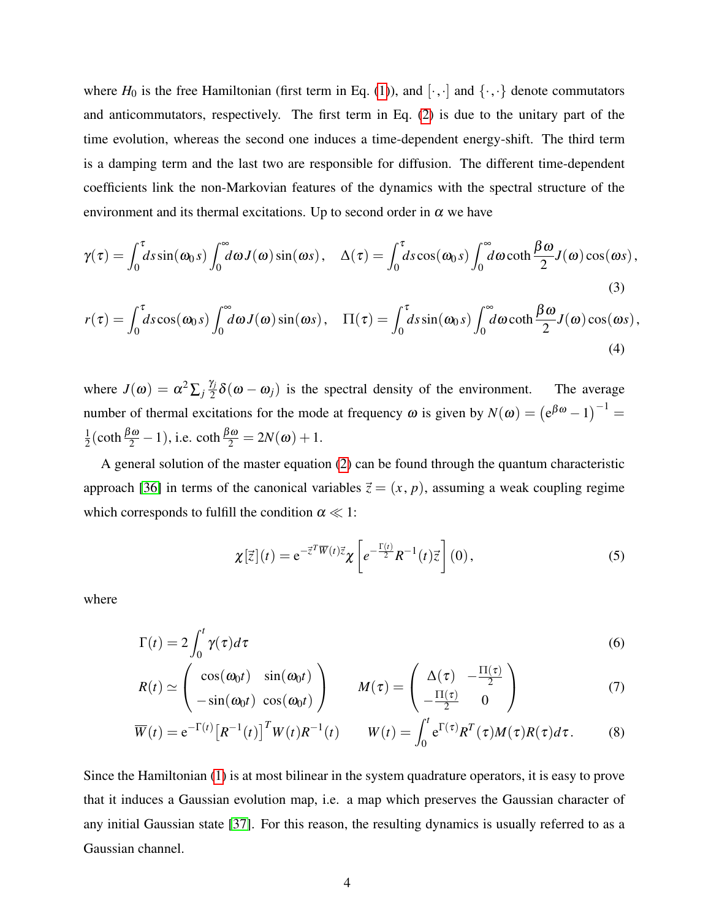where $H_0$ is the free Hamiltonian (first term in Eq. (1)), and $[\cdot,\cdot]$ and $\{\cdot,\cdot\}$ denote commutators and anticommutators, respectively. The first term in Eq. (2) is due to the unitary part of the time evolution, whereas the second one induces a time-dependent energy-shift. The third term is a damping term and the last two are responsible for diffusion. The different time-dependent coefficients link the non-Markovian features of the dynamics with the spectral structure of the environment and its thermal excitations. Up to second order in $\alpha$ we have

$$\gamma(\tau) = \int_0^\tau ds \sin(\omega_0 s) \int_0^\infty d\omega J(\omega) \sin(\omega s), \quad \Delta(\tau) = \int_0^\tau ds \cos(\omega_0 s) \int_0^\infty d\omega \coth\frac{\beta\omega}{2} J(\omega) \cos(\omega s), \tag{3}$$

$$r(\tau) = \int_0^\tau ds \cos(\omega_0 s) \int_0^\infty d\omega J(\omega) \sin(\omega s), \quad \Pi(\tau) = \int_0^\tau ds \sin(\omega_0 s) \int_0^\infty d\omega \coth\frac{\beta\omega}{2} J(\omega) \cos(\omega s), \tag{4}$$

where $J(\omega) = \alpha^2 \sum_j \frac{\gamma_j}{2} \delta(\omega - \omega_j)$ is the spectral density of the environment. The average number of thermal excitations for the mode at frequency $\omega$ is given by $N(\omega) = \left(e^{\beta\omega} - 1\right)^{-1} = \frac{1}{2}(\coth\frac{\beta\omega}{2} - 1)$, i.e. $\coth\frac{\beta\omega}{2} = 2N(\omega) + 1$.

A general solution of the master equation (2) can be found through the quantum characteristic approach [36] in terms of the canonical variables $\vec{z} = (x, p)$, assuming a weak coupling regime which corresponds to fulfill the condition $\alpha \ll 1$:

$$\chi[\vec{z}](t) = e^{-\vec{z}^T \overline{W}(t) \vec{z}} \chi\left[e^{-\frac{\Gamma(t)}{2}} R^{-1}(t) \vec{z}\right](0), \tag{5}$$

where

$$\Gamma(t) = 2\int_0^t \gamma(\tau) d\tau \tag{6}$$

$$R(t) \simeq \begin{pmatrix} \cos(\omega_0 t) & \sin(\omega_0 t) \\ -\sin(\omega_0 t) & \cos(\omega_0 t) \end{pmatrix} \qquad M(\tau) = \begin{pmatrix} \Delta(\tau) & -\frac{\Pi(\tau)}{2} \\ -\frac{\Pi(\tau)}{2} & 0 \end{pmatrix} \tag{7}$$

$$\overline{W}(t) = e^{-\Gamma(t)} \left[R^{-1}(t)\right]^T W(t) R^{-1}(t) \qquad W(t) = \int_0^t e^{\Gamma(\tau)} R^T(\tau) M(\tau) R(\tau) d\tau. \tag{8}$$

Since the Hamiltonian (1) is at most bilinear in the system quadrature operators, it is easy to prove that it induces a Gaussian evolution map, i.e. a map which preserves the Gaussian character of any initial Gaussian state [37]. For this reason, the resulting dynamics is usually referred to as a Gaussian channel.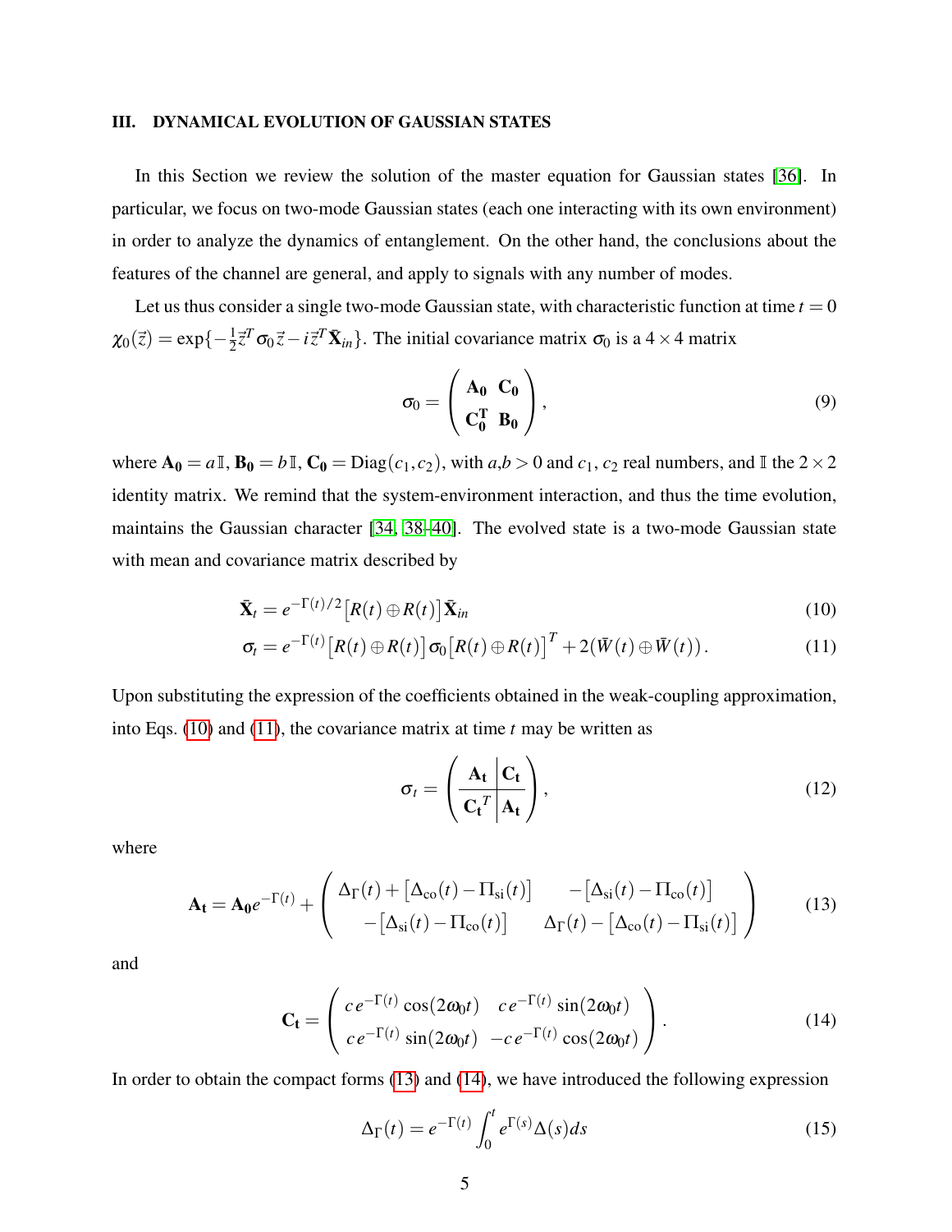## III. DYNAMICAL EVOLUTION OF GAUSSIAN STATES

In this Section we review the solution of the master equation for Gaussian states [36]. In particular, we focus on two-mode Gaussian states (each one interacting with its own environment) in order to analyze the dynamics of entanglement. On the other hand, the conclusions about the features of the channel are general, and apply to signals with any number of modes.

Let us thus consider a single two-mode Gaussian state, with characteristic function at time $t = 0$ $\chi_0(\vec{z}) = \exp\{-\frac{1}{2}\vec{z}^T\sigma_0\vec{z} - i\vec{z}^T\bar{\mathbf{X}}_{in}\}$. The initial covariance matrix $\sigma_0$ is a $4\times 4$ matrix

$$
\sigma_0 = \begin{pmatrix} \mathbf{A_0} & \mathbf{C_0} \\ \mathbf{C_0^T} & \mathbf{B_0} \end{pmatrix}, \tag{9}
$$

where $\mathbf{A_0} = a\,\mathbb{I}$, $\mathbf{B_0} = b\,\mathbb{I}$, $\mathbf{C_0} = \mathrm{Diag}(c_1, c_2)$, with $a$,$b > 0$ and $c_1$, $c_2$ real numbers, and $\mathbb{I}$ the $2\times 2$ identity matrix. We remind that the system-environment interaction, and thus the time evolution, maintains the Gaussian character [34, 38–40]. The evolved state is a two-mode Gaussian state with mean and covariance matrix described by

$$
\bar{\mathbf{X}}_t = e^{-\Gamma(t)/2}\big[R(t)\oplus R(t)\big]\bar{\mathbf{X}}_{in} \tag{10}
$$

$$
\sigma_t = e^{-\Gamma(t)}\big[R(t)\oplus R(t)\big]\sigma_0\big[R(t)\oplus R(t)\big]^T + 2(\bar{W}(t)\oplus\bar{W}(t))\,. \tag{11}
$$

Upon substituting the expression of the coefficients obtained in the weak-coupling approximation, into Eqs. (10) and (11), the covariance matrix at time $t$ may be written as

$$
\sigma_t = \left(\begin{array}{c|c} \mathbf{A_t} & \mathbf{C_t} \\ \hline \mathbf{C_t}^T & \mathbf{A_t} \end{array}\right), \tag{12}
$$

where

$$
\mathbf{A_t} = \mathbf{A_0}e^{-\Gamma(t)} + \begin{pmatrix} \Delta_\Gamma(t) + \big[\Delta_{\mathrm{co}}(t) - \Pi_{\mathrm{si}}(t)\big] & -\big[\Delta_{\mathrm{si}}(t) - \Pi_{\mathrm{co}}(t)\big] \\ -\big[\Delta_{\mathrm{si}}(t) - \Pi_{\mathrm{co}}(t)\big] & \Delta_\Gamma(t) - \big[\Delta_{\mathrm{co}}(t) - \Pi_{\mathrm{si}}(t)\big] \end{pmatrix} \tag{13}
$$

and

$$
\mathbf{C_t} = \begin{pmatrix} c\,e^{-\Gamma(t)}\cos(2\omega_0 t) & c\,e^{-\Gamma(t)}\sin(2\omega_0 t) \\ c\,e^{-\Gamma(t)}\sin(2\omega_0 t) & -c\,e^{-\Gamma(t)}\cos(2\omega_0 t) \end{pmatrix}. \tag{14}
$$

In order to obtain the compact forms (13) and (14), we have introduced the following expression

$$
\Delta_\Gamma(t) = e^{-\Gamma(t)}\int_0^t e^{\Gamma(s)}\Delta(s)ds \tag{15}
$$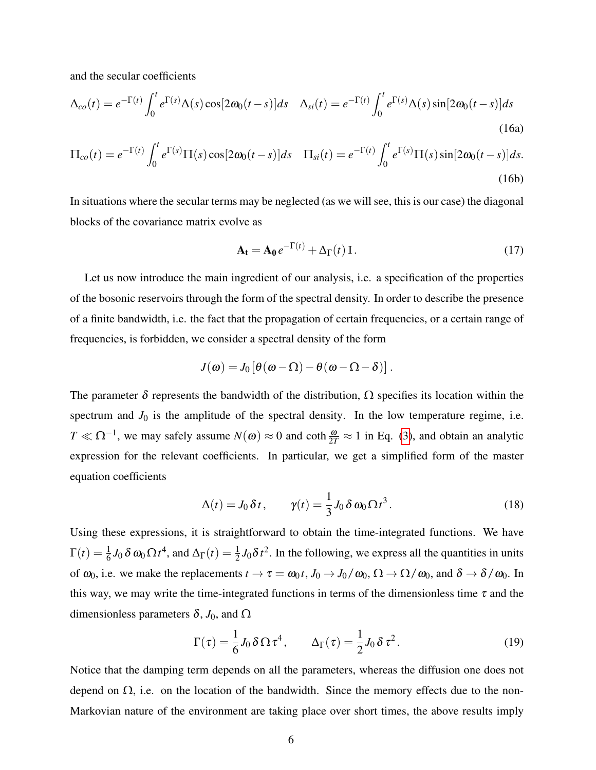and the secular coefficients

$$\Delta_{co}(t) = e^{-\Gamma(t)} \int_0^t e^{\Gamma(s)} \Delta(s) \cos[2\omega_0(t-s)]ds \quad \Delta_{si}(t) = e^{-\Gamma(t)} \int_0^t e^{\Gamma(s)} \Delta(s) \sin[2\omega_0(t-s)]ds \tag{16a}$$

$$\Pi_{co}(t) = e^{-\Gamma(t)} \int_0^t e^{\Gamma(s)} \Pi(s) \cos[2\omega_0(t-s)]ds \quad \Pi_{si}(t) = e^{-\Gamma(t)} \int_0^t e^{\Gamma(s)} \Pi(s) \sin[2\omega_0(t-s)]ds. \tag{16b}$$

In situations where the secular terms may be neglected (as we will see, this is our case) the diagonal blocks of the covariance matrix evolve as

$$\mathbf{A_t} = \mathbf{A_0}\, e^{-\Gamma(t)} + \Delta_\Gamma(t)\, \mathbb{I}\,. \tag{17}$$

Let us now introduce the main ingredient of our analysis, i.e. a specification of the properties of the bosonic reservoirs through the form of the spectral density. In order to describe the presence of a finite bandwidth, i.e. the fact that the propagation of certain frequencies, or a certain range of frequencies, is forbidden, we consider a spectral density of the form

$$J(\omega) = J_0\left[\theta(\omega - \Omega) - \theta(\omega - \Omega - \delta)\right].$$

The parameter $\delta$ represents the bandwidth of the distribution, $\Omega$ specifies its location within the spectrum and $J_0$ is the amplitude of the spectral density. In the low temperature regime, i.e. $T \ll \Omega^{-1}$, we may safely assume $N(\omega) \approx 0$ and $\coth \frac{\omega}{2T} \approx 1$ in Eq. (3), and obtain an analytic expression for the relevant coefficients. In particular, we get a simplified form of the master equation coefficients

$$\Delta(t) = J_0\, \delta\, t\,, \qquad \gamma(t) = \frac{1}{3} J_0\, \delta\, \omega_0\, \Omega\, t^3\,. \tag{18}$$

Using these expressions, it is straightforward to obtain the time-integrated functions. We have $\Gamma(t) = \frac{1}{6} J_0\, \delta\, \omega_0\, \Omega\, t^4$, and $\Delta_\Gamma(t) = \frac{1}{2} J_0 \delta\, t^2$. In the following, we express all the quantities in units of $\omega_0$, i.e. we make the replacements $t \to \tau = \omega_0 t$, $J_0 \to J_0/\omega_0$, $\Omega \to \Omega/\omega_0$, and $\delta \to \delta/\omega_0$. In this way, we may write the time-integrated functions in terms of the dimensionless time $\tau$ and the dimensionless parameters $\delta$, $J_0$, and $\Omega$

$$\Gamma(\tau) = \frac{1}{6} J_0\, \delta\, \Omega\, \tau^4\,, \qquad \Delta_\Gamma(\tau) = \frac{1}{2} J_0\, \delta\, \tau^2\,. \tag{19}$$

Notice that the damping term depends on all the parameters, whereas the diffusion one does not depend on $\Omega$, i.e. on the location of the bandwidth. Since the memory effects due to the non-Markovian nature of the environment are taking place over short times, the above results imply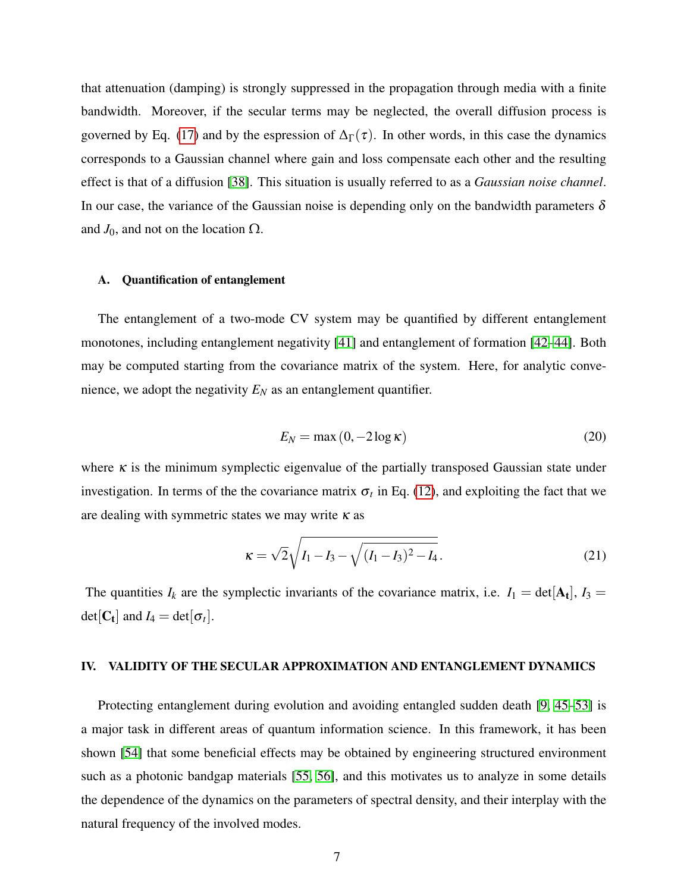that attenuation (damping) is strongly suppressed in the propagation through media with a finite bandwidth. Moreover, if the secular terms may be neglected, the overall diffusion process is governed by Eq. (17) and by the espression of $\Delta_\Gamma(\tau)$. In other words, in this case the dynamics corresponds to a Gaussian channel where gain and loss compensate each other and the resulting effect is that of a diffusion [38]. This situation is usually referred to as a *Gaussian noise channel*. In our case, the variance of the Gaussian noise is depending only on the bandwidth parameters $\delta$ and $J_0$, and not on the location $\Omega$.

### A. Quantification of entanglement

The entanglement of a two-mode CV system may be quantified by different entanglement monotones, including entanglement negativity [41] and entanglement of formation [42–44]. Both may be computed starting from the covariance matrix of the system. Here, for analytic convenience, we adopt the negativity $E_N$ as an entanglement quantifier.

$$E_N = \max(0, -2\log\kappa) \tag{20}$$

where $\kappa$ is the minimum symplectic eigenvalue of the partially transposed Gaussian state under investigation. In terms of the the covariance matrix $\sigma_t$ in Eq. (12), and exploiting the fact that we are dealing with symmetric states we may write $\kappa$ as

$$\kappa = \sqrt{2}\sqrt{I_1 - I_3 - \sqrt{(I_1 - I_3)^2 - I_4}}\,. \tag{21}$$

The quantities $I_k$ are the symplectic invariants of the covariance matrix, i.e. $I_1 = \det[\mathbf{A_t}]$, $I_3 = \det[\mathbf{C_t}]$ and $I_4 = \det[\sigma_t]$.

## IV. VALIDITY OF THE SECULAR APPROXIMATION AND ENTANGLEMENT DYNAMICS

Protecting entanglement during evolution and avoiding entangled sudden death [9, 45–53] is a major task in different areas of quantum information science. In this framework, it has been shown [54] that some beneficial effects may be obtained by engineering structured environment such as a photonic bandgap materials [55, 56], and this motivates us to analyze in some details the dependence of the dynamics on the parameters of spectral density, and their interplay with the natural frequency of the involved modes.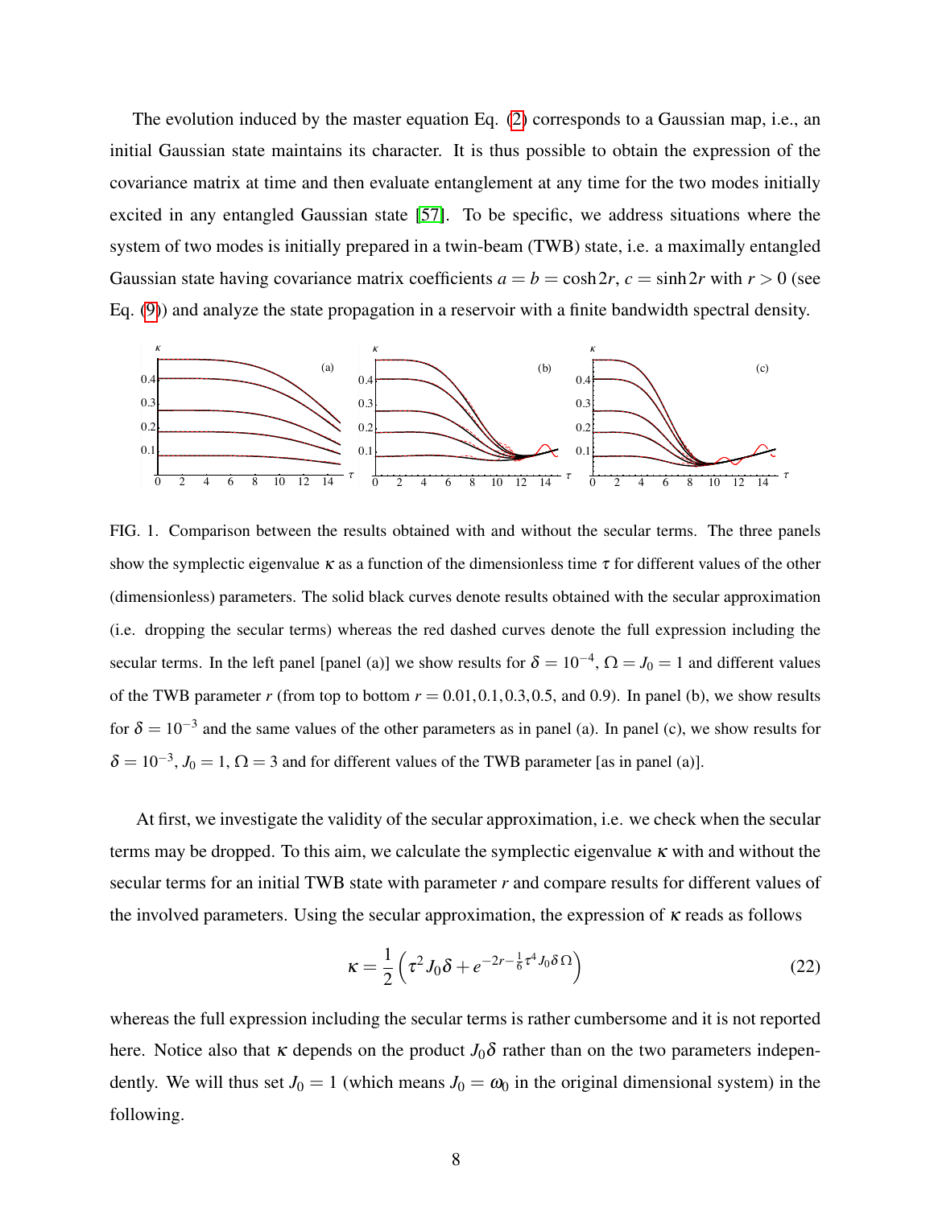The evolution induced by the master equation Eq. (2) corresponds to a Gaussian map, i.e., an initial Gaussian state maintains its character. It is thus possible to obtain the expression of the covariance matrix at time and then evaluate entanglement at any time for the two modes initially excited in any entangled Gaussian state [57]. To be specific, we address situations where the system of two modes is initially prepared in a twin-beam (TWB) state, i.e. a maximally entangled Gaussian state having covariance matrix coefficients $a = b = \cosh 2r$, $c = \sinh 2r$ with $r > 0$ (see Eq. (9)) and analyze the state propagation in a reservoir with a finite bandwidth spectral density.

FIG. 1. Comparison between the results obtained with and without the secular terms. The three panels show the symplectic eigenvalue $\kappa$ as a function of the dimensionless time $\tau$ for different values of the other (dimensionless) parameters. The solid black curves denote results obtained with the secular approximation (i.e. dropping the secular terms) whereas the red dashed curves denote the full expression including the secular terms. In the left panel [panel (a)] we show results for $\delta = 10^{-4}$, $\Omega = J_0 = 1$ and different values of the TWB parameter $r$ (from top to bottom $r = 0.01, 0.1, 0.3, 0.5$, and 0.9). In panel (b), we show results for $\delta = 10^{-3}$ and the same values of the other parameters as in panel (a). In panel (c), we show results for $\delta = 10^{-3}$, $J_0 = 1$, $\Omega = 3$ and for different values of the TWB parameter [as in panel (a)].

At first, we investigate the validity of the secular approximation, i.e. we check when the secular terms may be dropped. To this aim, we calculate the symplectic eigenvalue $\kappa$ with and without the secular terms for an initial TWB state with parameter $r$ and compare results for different values of the involved parameters. Using the secular approximation, the expression of $\kappa$ reads as follows

$$\kappa = \frac{1}{2}\left(\tau^2 J_0 \delta + e^{-2r - \frac{1}{6}\tau^4 J_0 \delta \Omega}\right) \tag{22}$$

whereas the full expression including the secular terms is rather cumbersome and it is not reported here. Notice also that $\kappa$ depends on the product $J_0\delta$ rather than on the two parameters independently. We will thus set $J_0 = 1$ (which means $J_0 = \omega_0$ in the original dimensional system) in the following.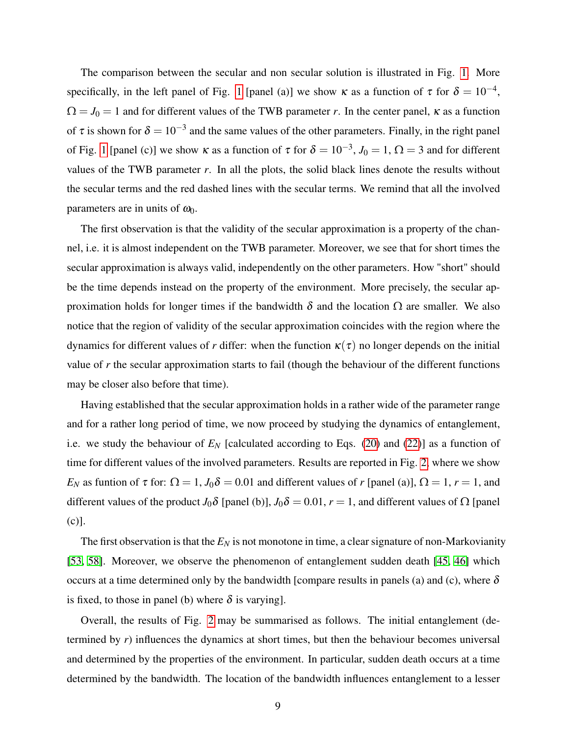The comparison between the secular and non secular solution is illustrated in Fig. 1. More specifically, in the left panel of Fig. 1 [panel (a)] we show $\kappa$ as a function of $\tau$ for $\delta = 10^{-4}$, $\Omega = J_0 = 1$ and for different values of the TWB parameter $r$. In the center panel, $\kappa$ as a function of $\tau$ is shown for $\delta = 10^{-3}$ and the same values of the other parameters. Finally, in the right panel of Fig. 1 [panel (c)] we show $\kappa$ as a function of $\tau$ for $\delta = 10^{-3}$, $J_0 = 1$, $\Omega = 3$ and for different values of the TWB parameter $r$. In all the plots, the solid black lines denote the results without the secular terms and the red dashed lines with the secular terms. We remind that all the involved parameters are in units of $\omega_0$.

The first observation is that the validity of the secular approximation is a property of the channel, i.e. it is almost independent on the TWB parameter. Moreover, we see that for short times the secular approximation is always valid, independently on the other parameters. How "short" should be the time depends instead on the property of the environment. More precisely, the secular approximation holds for longer times if the bandwidth $\delta$ and the location $\Omega$ are smaller. We also notice that the region of validity of the secular approximation coincides with the region where the dynamics for different values of $r$ differ: when the function $\kappa(\tau)$ no longer depends on the initial value of $r$ the secular approximation starts to fail (though the behaviour of the different functions may be closer also before that time).

Having established that the secular approximation holds in a rather wide of the parameter range and for a rather long period of time, we now proceed by studying the dynamics of entanglement, i.e. we study the behaviour of $E_N$ [calculated according to Eqs. (20) and (22)] as a function of time for different values of the involved parameters. Results are reported in Fig. 2, where we show $E_N$ as funtion of $\tau$ for: $\Omega = 1$, $J_0\delta = 0.01$ and different values of $r$ [panel (a)], $\Omega = 1$, $r = 1$, and different values of the product $J_0\delta$ [panel (b)], $J_0\delta = 0.01$, $r = 1$, and different values of $\Omega$ [panel (c)].

The first observation is that the $E_N$ is not monotone in time, a clear signature of non-Markovianity [53, 58]. Moreover, we observe the phenomenon of entanglement sudden death [45, 46] which occurs at a time determined only by the bandwidth [compare results in panels (a) and (c), where $\delta$ is fixed, to those in panel (b) where $\delta$ is varying].

Overall, the results of Fig. 2 may be summarised as follows. The initial entanglement (determined by $r$) influences the dynamics at short times, but then the behaviour becomes universal and determined by the properties of the environment. In particular, sudden death occurs at a time determined by the bandwidth. The location of the bandwidth influences entanglement to a lesser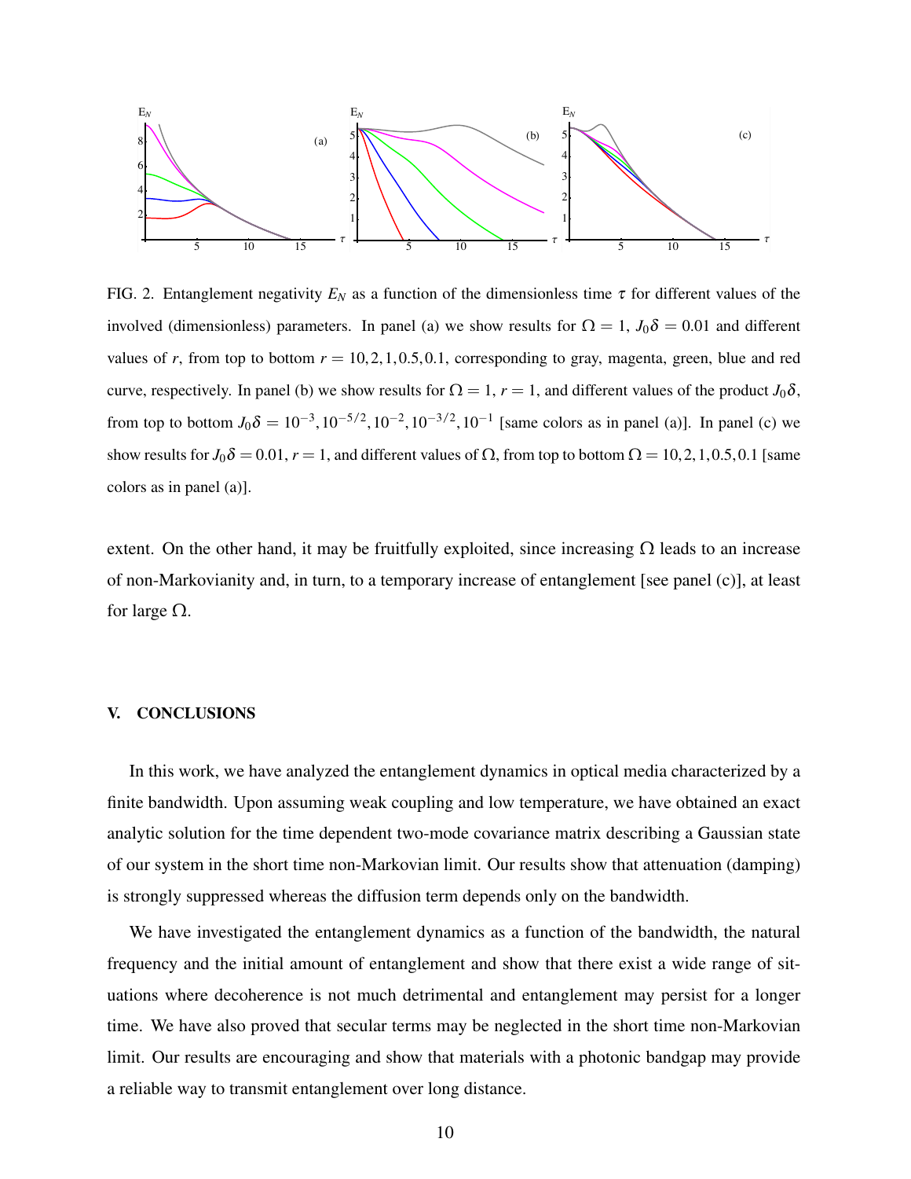FIG. 2. Entanglement negativity $E_N$ as a function of the dimensionless time $\tau$ for different values of the involved (dimensionless) parameters. In panel (a) we show results for $\Omega = 1$, $J_0\delta = 0.01$ and different values of $r$, from top to bottom $r = 10, 2, 1, 0.5, 0.1$, corresponding to gray, magenta, green, blue and red curve, respectively. In panel (b) we show results for $\Omega = 1$, $r = 1$, and different values of the product $J_0\delta$, from top to bottom $J_0\delta = 10^{-3}, 10^{-5/2}, 10^{-2}, 10^{-3/2}, 10^{-1}$ [same colors as in panel (a)]. In panel (c) we show results for $J_0\delta = 0.01$, $r = 1$, and different values of $\Omega$, from top to bottom $\Omega = 10, 2, 1, 0.5, 0.1$ [same colors as in panel (a)].

extent. On the other hand, it may be fruitfully exploited, since increasing $\Omega$ leads to an increase of non-Markovianity and, in turn, to a temporary increase of entanglement [see panel (c)], at least for large $\Omega$.

## V. CONCLUSIONS

In this work, we have analyzed the entanglement dynamics in optical media characterized by a finite bandwidth. Upon assuming weak coupling and low temperature, we have obtained an exact analytic solution for the time dependent two-mode covariance matrix describing a Gaussian state of our system in the short time non-Markovian limit. Our results show that attenuation (damping) is strongly suppressed whereas the diffusion term depends only on the bandwidth.

We have investigated the entanglement dynamics as a function of the bandwidth, the natural frequency and the initial amount of entanglement and show that there exist a wide range of situations where decoherence is not much detrimental and entanglement may persist for a longer time. We have also proved that secular terms may be neglected in the short time non-Markovian limit. Our results are encouraging and show that materials with a photonic bandgap may provide a reliable way to transmit entanglement over long distance.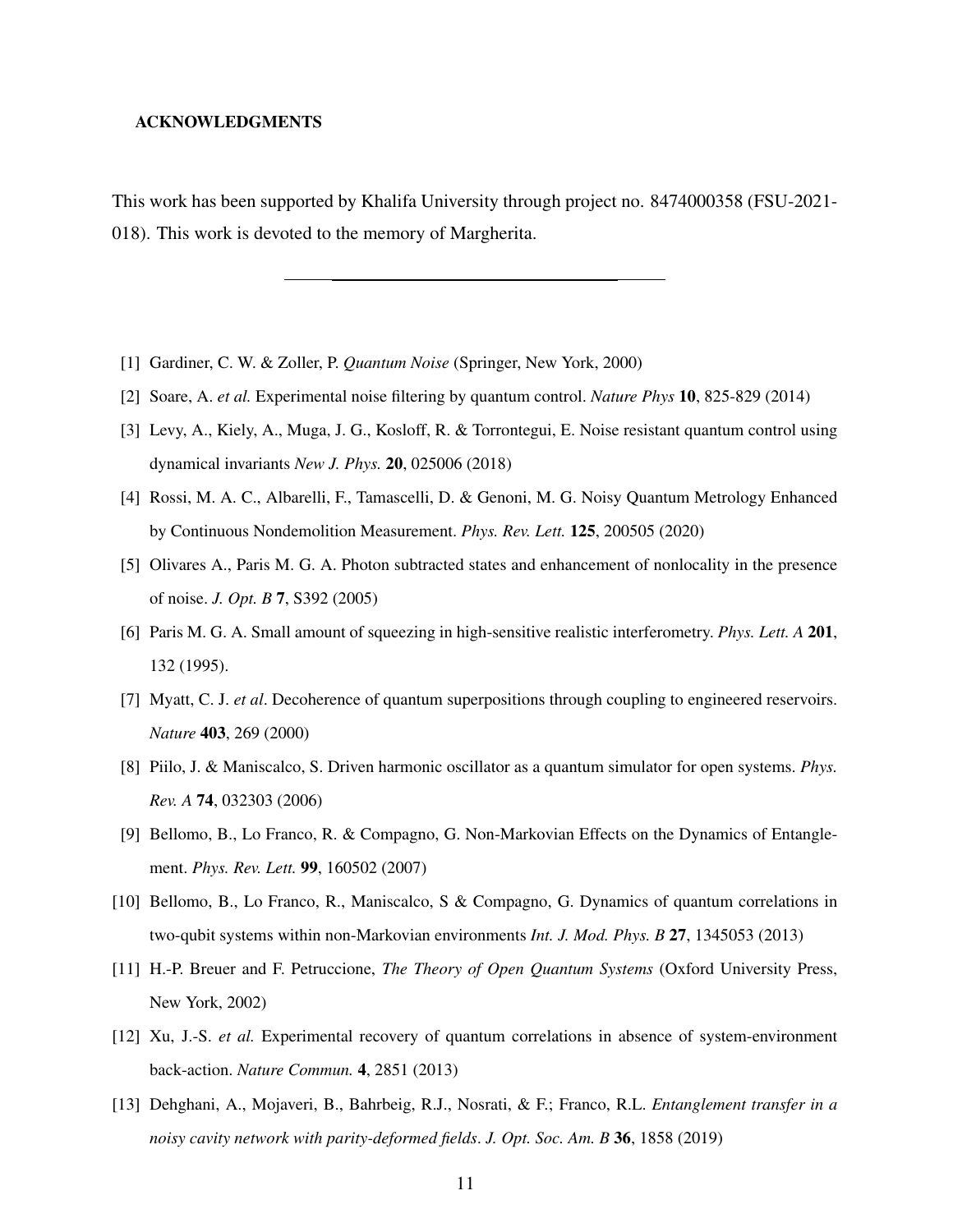### ACKNOWLEDGMENTS

This work has been supported by Khalifa University through project no. 8474000358 (FSU-2021-018). This work is devoted to the memory of Margherita.

---

[1] Gardiner, C. W. & Zoller, P. *Quantum Noise* (Springer, New York, 2000)

[2] Soare, A. *et al.* Experimental noise filtering by quantum control. *Nature Phys* **10**, 825-829 (2014)

[3] Levy, A., Kiely, A., Muga, J. G., Kosloff, R. & Torrontegui, E. Noise resistant quantum control using dynamical invariants *New J. Phys.* **20**, 025006 (2018)

[4] Rossi, M. A. C., Albarelli, F., Tamascelli, D. & Genoni, M. G. Noisy Quantum Metrology Enhanced by Continuous Nondemolition Measurement. *Phys. Rev. Lett.* **125**, 200505 (2020)

[5] Olivares A., Paris M. G. A. Photon subtracted states and enhancement of nonlocality in the presence of noise. *J. Opt. B* **7**, S392 (2005)

[6] Paris M. G. A. Small amount of squeezing in high-sensitive realistic interferometry. *Phys. Lett. A* **201**, 132 (1995).

[7] Myatt, C. J. *et al*. Decoherence of quantum superpositions through coupling to engineered reservoirs. *Nature* **403**, 269 (2000)

[8] Piilo, J. & Maniscalco, S. Driven harmonic oscillator as a quantum simulator for open systems. *Phys. Rev. A* **74**, 032303 (2006)

[9] Bellomo, B., Lo Franco, R. & Compagno, G. Non-Markovian Effects on the Dynamics of Entanglement. *Phys. Rev. Lett.* **99**, 160502 (2007)

[10] Bellomo, B., Lo Franco, R., Maniscalco, S & Compagno, G. Dynamics of quantum correlations in two-qubit systems within non-Markovian environments *Int. J. Mod. Phys. B* **27**, 1345053 (2013)

[11] H.-P. Breuer and F. Petruccione, *The Theory of Open Quantum Systems* (Oxford University Press, New York, 2002)

[12] Xu, J.-S. *et al.* Experimental recovery of quantum correlations in absence of system-environment back-action. *Nature Commun.* **4**, 2851 (2013)

[13] Dehghani, A., Mojaveri, B., Bahrbeig, R.J., Nosrati, & F.; Franco, R.L. *Entanglement transfer in a noisy cavity network with parity-deformed fields*. *J. Opt. Soc. Am. B* **36**, 1858 (2019)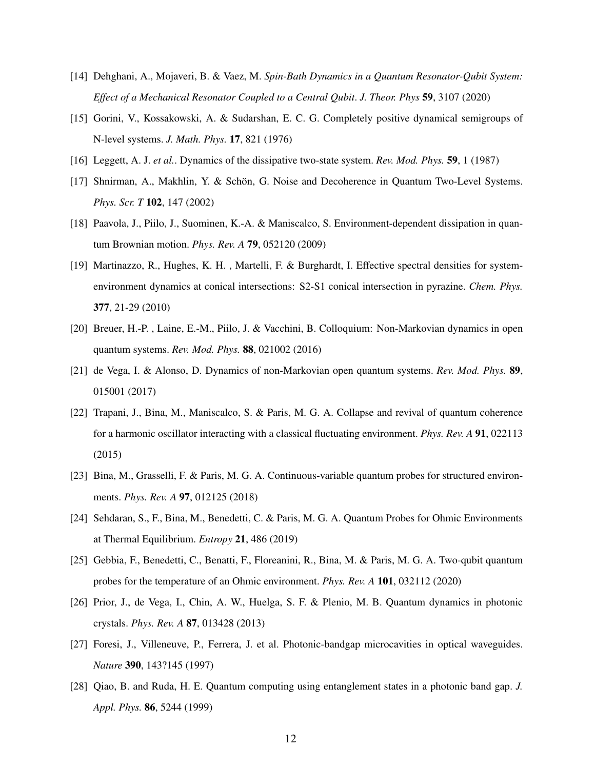[14] Dehghani, A., Mojaveri, B. & Vaez, M. *Spin-Bath Dynamics in a Quantum Resonator-Qubit System: Effect of a Mechanical Resonator Coupled to a Central Qubit*. *J. Theor. Phys* **59**, 3107 (2020)

[15] Gorini, V., Kossakowski, A. & Sudarshan, E. C. G. Completely positive dynamical semigroups of N-level systems. *J. Math. Phys.* **17**, 821 (1976)

[16] Leggett, A. J. *et al.*. Dynamics of the dissipative two-state system. *Rev. Mod. Phys.* **59**, 1 (1987)

[17] Shnirman, A., Makhlin, Y. & Schön, G. Noise and Decoherence in Quantum Two-Level Systems. *Phys. Scr. T* **102**, 147 (2002)

[18] Paavola, J., Piilo, J., Suominen, K.-A. & Maniscalco, S. Environment-dependent dissipation in quantum Brownian motion. *Phys. Rev. A* **79**, 052120 (2009)

[19] Martinazzo, R., Hughes, K. H. , Martelli, F. & Burghardt, I. Effective spectral densities for system-environment dynamics at conical intersections: S2-S1 conical intersection in pyrazine. *Chem. Phys.* **377**, 21-29 (2010)

[20] Breuer, H.-P. , Laine, E.-M., Piilo, J. & Vacchini, B. Colloquium: Non-Markovian dynamics in open quantum systems. *Rev. Mod. Phys.* **88**, 021002 (2016)

[21] de Vega, I. & Alonso, D. Dynamics of non-Markovian open quantum systems. *Rev. Mod. Phys.* **89**, 015001 (2017)

[22] Trapani, J., Bina, M., Maniscalco, S. & Paris, M. G. A. Collapse and revival of quantum coherence for a harmonic oscillator interacting with a classical fluctuating environment. *Phys. Rev. A* **91**, 022113 (2015)

[23] Bina, M., Grasselli, F. & Paris, M. G. A. Continuous-variable quantum probes for structured environments. *Phys. Rev. A* **97**, 012125 (2018)

[24] Sehdaran, S., F., Bina, M., Benedetti, C. & Paris, M. G. A. Quantum Probes for Ohmic Environments at Thermal Equilibrium. *Entropy* **21**, 486 (2019)

[25] Gebbia, F., Benedetti, C., Benatti, F., Floreanini, R., Bina, M. & Paris, M. G. A. Two-qubit quantum probes for the temperature of an Ohmic environment. *Phys. Rev. A* **101**, 032112 (2020)

[26] Prior, J., de Vega, I., Chin, A. W., Huelga, S. F. & Plenio, M. B. Quantum dynamics in photonic crystals. *Phys. Rev. A* **87**, 013428 (2013)

[27] Foresi, J., Villeneuve, P., Ferrera, J. et al. Photonic-bandgap microcavities in optical waveguides. *Nature* **390**, 143?145 (1997)

[28] Qiao, B. and Ruda, H. E. Quantum computing using entanglement states in a photonic band gap. *J. Appl. Phys.* **86**, 5244 (1999)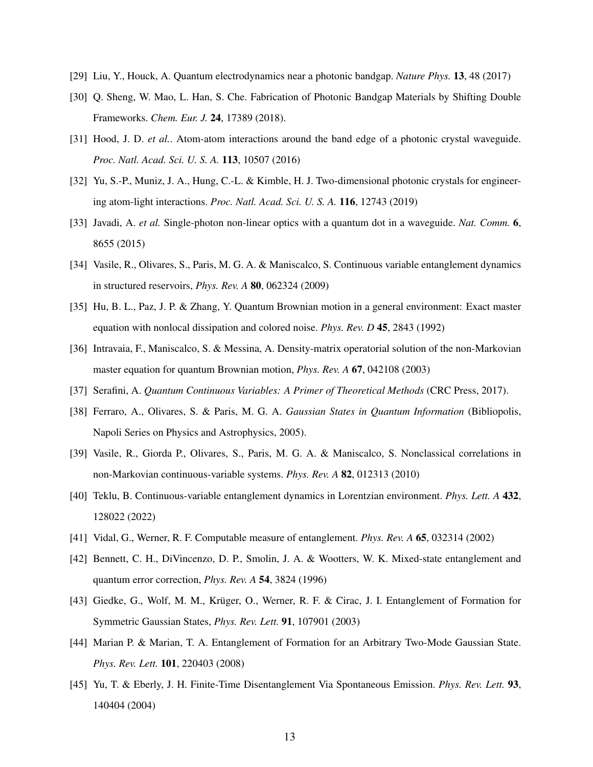[29] Liu, Y., Houck, A. Quantum electrodynamics near a photonic bandgap. *Nature Phys.* **13**, 48 (2017)

[30] Q. Sheng, W. Mao, L. Han, S. Che. Fabrication of Photonic Bandgap Materials by Shifting Double Frameworks. *Chem. Eur. J.* **24**, 17389 (2018).

[31] Hood, J. D. *et al.*. Atom-atom interactions around the band edge of a photonic crystal waveguide. *Proc. Natl. Acad. Sci. U. S. A.* **113**, 10507 (2016)

[32] Yu, S.-P., Muniz, J. A., Hung, C.-L. & Kimble, H. J. Two-dimensional photonic crystals for engineering atom-light interactions. *Proc. Natl. Acad. Sci. U. S. A.* **116**, 12743 (2019)

[33] Javadi, A. *et al.* Single-photon non-linear optics with a quantum dot in a waveguide. *Nat. Comm.* **6**, 8655 (2015)

[34] Vasile, R., Olivares, S., Paris, M. G. A. & Maniscalco, S. Continuous variable entanglement dynamics in structured reservoirs, *Phys. Rev. A* **80**, 062324 (2009)

[35] Hu, B. L., Paz, J. P. & Zhang, Y. Quantum Brownian motion in a general environment: Exact master equation with nonlocal dissipation and colored noise. *Phys. Rev. D* **45**, 2843 (1992)

[36] Intravaia, F., Maniscalco, S. & Messina, A. Density-matrix operatorial solution of the non-Markovian master equation for quantum Brownian motion, *Phys. Rev. A* **67**, 042108 (2003)

[37] Serafini, A. *Quantum Continuous Variables: A Primer of Theoretical Methods* (CRC Press, 2017).

[38] Ferraro, A., Olivares, S. & Paris, M. G. A. *Gaussian States in Quantum Information* (Bibliopolis, Napoli Series on Physics and Astrophysics, 2005).

[39] Vasile, R., Giorda P., Olivares, S., Paris, M. G. A. & Maniscalco, S. Nonclassical correlations in non-Markovian continuous-variable systems. *Phys. Rev. A* **82**, 012313 (2010)

[40] Teklu, B. Continuous-variable entanglement dynamics in Lorentzian environment. *Phys. Lett. A* **432**, 128022 (2022)

[41] Vidal, G., Werner, R. F. Computable measure of entanglement. *Phys. Rev. A* **65**, 032314 (2002)

[42] Bennett, C. H., DiVincenzo, D. P., Smolin, J. A. & Wootters, W. K. Mixed-state entanglement and quantum error correction, *Phys. Rev. A* **54**, 3824 (1996)

[43] Giedke, G., Wolf, M. M., Krüger, O., Werner, R. F. & Cirac, J. I. Entanglement of Formation for Symmetric Gaussian States, *Phys. Rev. Lett.* **91**, 107901 (2003)

[44] Marian P. & Marian, T. A. Entanglement of Formation for an Arbitrary Two-Mode Gaussian State. *Phys. Rev. Lett.* **101**, 220403 (2008)

[45] Yu, T. & Eberly, J. H. Finite-Time Disentanglement Via Spontaneous Emission. *Phys. Rev. Lett.* **93**, 140404 (2004)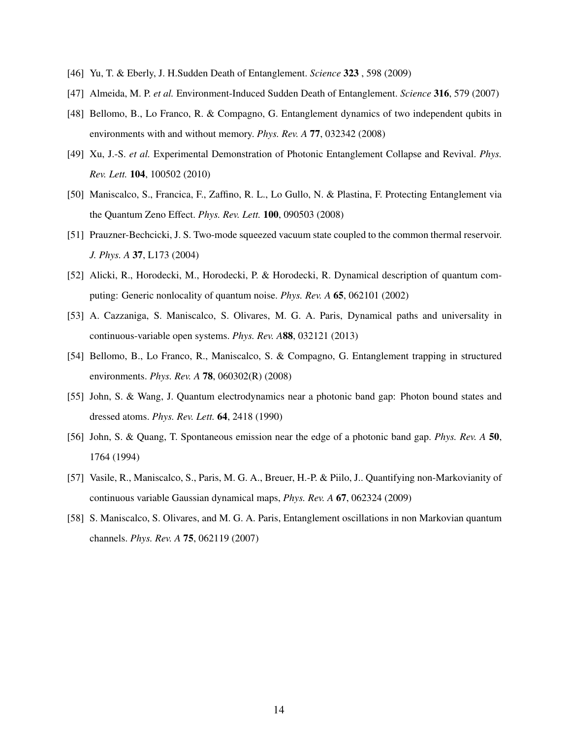[46] Yu, T. & Eberly, J. H.Sudden Death of Entanglement. *Science* **323** , 598 (2009)

[47] Almeida, M. P. *et al.* Environment-Induced Sudden Death of Entanglement. *Science* **316**, 579 (2007)

[48] Bellomo, B., Lo Franco, R. & Compagno, G. Entanglement dynamics of two independent qubits in environments with and without memory. *Phys. Rev. A* **77**, 032342 (2008)

[49] Xu, J.-S. *et al.* Experimental Demonstration of Photonic Entanglement Collapse and Revival. *Phys. Rev. Lett.* **104**, 100502 (2010)

[50] Maniscalco, S., Francica, F., Zaffino, R. L., Lo Gullo, N. & Plastina, F. Protecting Entanglement via the Quantum Zeno Effect. *Phys. Rev. Lett.* **100**, 090503 (2008)

[51] Prauzner-Bechcicki, J. S. Two-mode squeezed vacuum state coupled to the common thermal reservoir. *J. Phys. A* **37**, L173 (2004)

[52] Alicki, R., Horodecki, M., Horodecki, P. & Horodecki, R. Dynamical description of quantum computing: Generic nonlocality of quantum noise. *Phys. Rev. A* **65**, 062101 (2002)

[53] A. Cazzaniga, S. Maniscalco, S. Olivares, M. G. A. Paris, Dynamical paths and universality in continuous-variable open systems. *Phys. Rev. A***88**, 032121 (2013)

[54] Bellomo, B., Lo Franco, R., Maniscalco, S. & Compagno, G. Entanglement trapping in structured environments. *Phys. Rev. A* **78**, 060302(R) (2008)

[55] John, S. & Wang, J. Quantum electrodynamics near a photonic band gap: Photon bound states and dressed atoms. *Phys. Rev. Lett.* **64**, 2418 (1990)

[56] John, S. & Quang, T. Spontaneous emission near the edge of a photonic band gap. *Phys. Rev. A* **50**, 1764 (1994)

[57] Vasile, R., Maniscalco, S., Paris, M. G. A., Breuer, H.-P. & Piilo, J.. Quantifying non-Markovianity of continuous variable Gaussian dynamical maps, *Phys. Rev. A* **67**, 062324 (2009)

[58] S. Maniscalco, S. Olivares, and M. G. A. Paris, Entanglement oscillations in non Markovian quantum channels. *Phys. Rev. A* **75**, 062119 (2007)